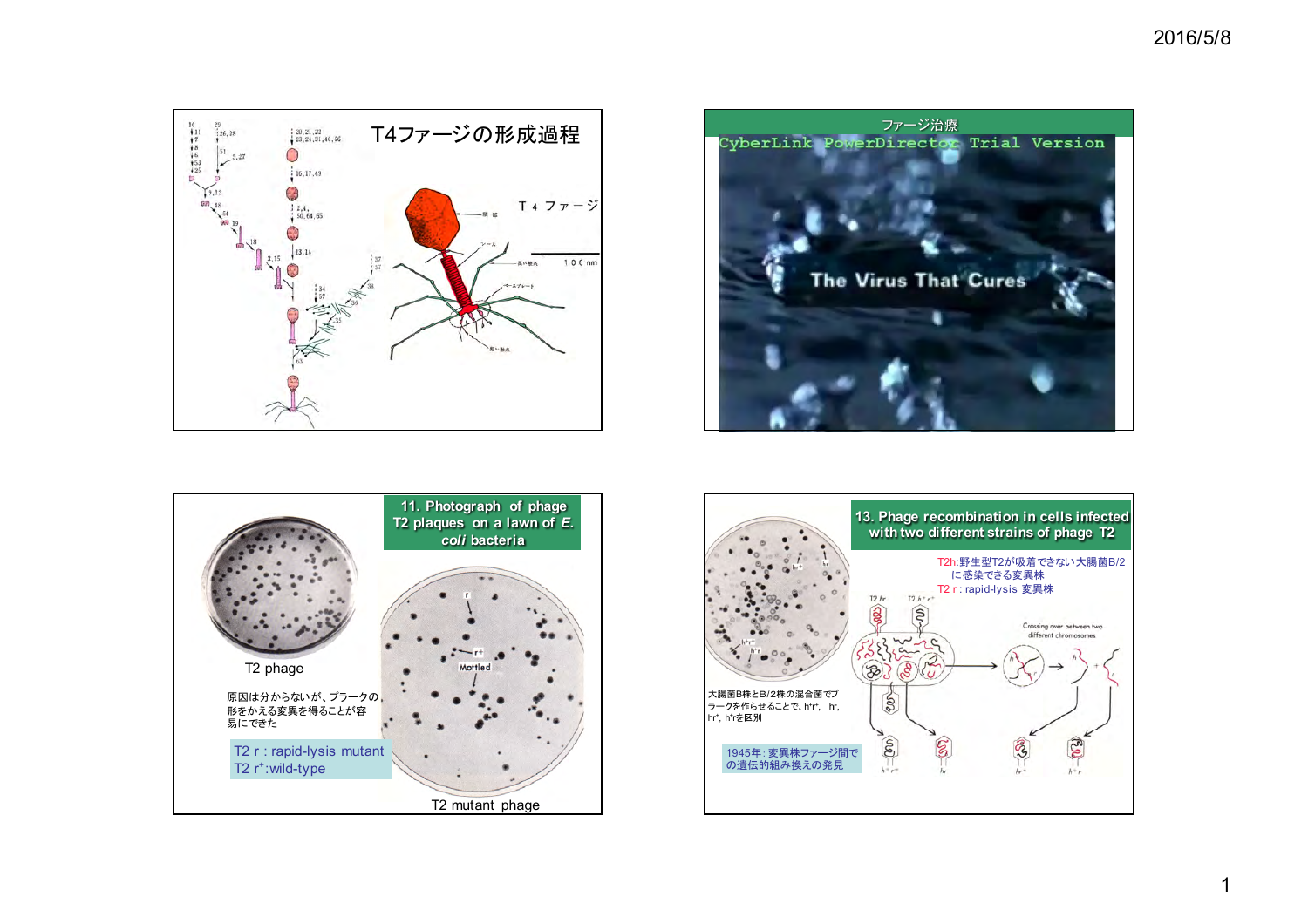## T4ファージの形成過程

T4ファージ

100 nm

## ファージ治療

CyberLink PowerDirector Trial Version

The Virus That Cures

## 11. Photograph of phage T2 plaques on a lawn of *E. coli* bacteria

T2 phage

原因は分からないが、プラークの形をかえる変異を得ることが容易にできた

T2 r : rapid-lysis mutant
T2 $r^+$:wild-type

r

$r^+$

Mottled

T2 mutant phage

## 13. Phage recombination in cells infected with two different strains of phage T2

T2h:野生型T2が吸着できない大腸菌B/2に感染できる変異株
T2 r : rapid-lysis 変異株

大腸菌B株とB/2株の混合菌でプラークを作らせることで、h⁺r⁺, hr, hr⁺, h⁺rを区別

1945年：変異株ファージ間での遺伝的組み換えの発見

Crossing over between two different chromosomes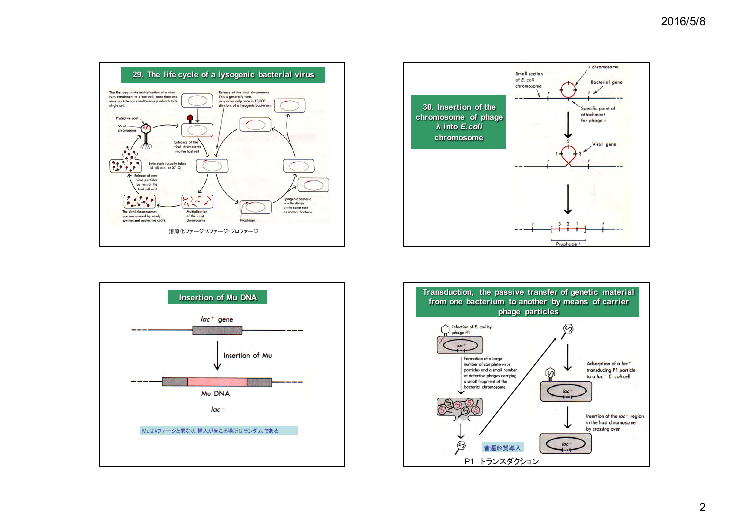## 29. The life cycle of a lysogenic bacterial virus

The first step in the multiplication of a virus is its attachment to a host cell; more than one virus particle can simultaneously adsorb to a single cell.

Release of the viral chromosome. This is generally rare, may occur only once in 10,000 divisions of a lysogenic bacterium.

Protective coat

Viral chromosome

Entrance of the viral chromosome into the host cell

Lytic cycle (usually takes 15–60 min at 37 °C)

Release of new virus particles by lysis of the host cell wall

The viral chromosomes are surrounded by newly synthesized protective coats.

Multiplication of the viral chromosome

Prophage

Lysogenic bacteria usually divide at the same rate as normal bacteria.

溶原化ファージ◎λファージ◎プロファージ

## 30. Insertion of the chromosome of phage λ into *E.coli* chromosome

Small section of *E. coli* chromosome

λ chromosome

Bacterial gene

Specific point of attachment for phage λ

Viral gene

Prophage λ

## Insertion of Mu DNA

*lac*$^+$ gene

Insertion of Mu

Mu DNA

*lac*$^-$

Muはλファージと異なり、挿入が起こる場所はランダムである

## Transduction, the passive transfer of genetic material from one bacterium to another by means of carrier phage particles

Infection of *E. coli* by phage P1

Formation of a large number of complete virus particles and a small number of defective phages carrying a small fragment of the bacterial chromosome

Adsorption of a *lac*$^+$ transducing P1 particle to a *lac*$^-$ *E. coli* cell

Insertion of the *lac*$^+$ region in the host chromosome by crossing over

普遍形質導入

P1 トランスダクション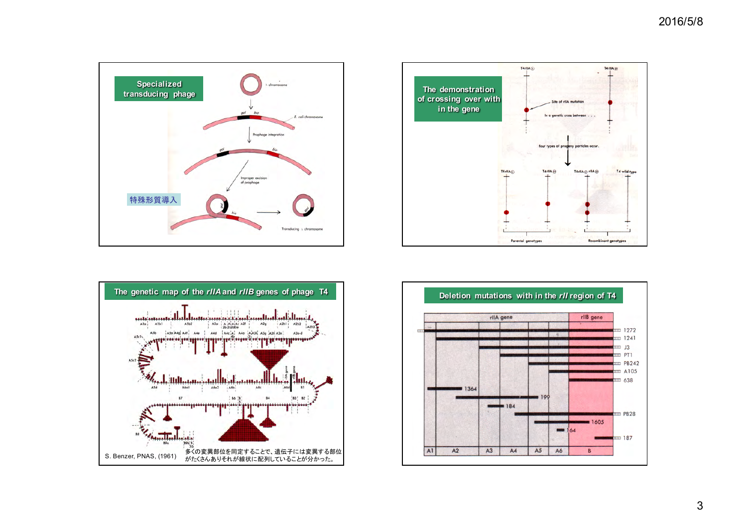## Specialized transducing phage

特殊形質導入

λ chromosome

gal bio

E. coli chromosome

Prophage integration

gal bio

Improper excision of prophage

gal bio

Transducing λ chromosome

## The demonstration of crossing over within the gene

T4rIIA①

T4rIIA②

Site of rIIA mutation

In a genetic cross between . . .

four types of progeny particles occur.

T4rIIA①

T4rIIA②

T4rIIA① rIIA②

T4 wild-type

Parental genotypes

Recombinant genotypes

## The genetic map of the *rIIA* and *rIIB* genes of phage T4

S. Benzer, PNAS, (1961)

多くの変異部位を同定することで、遺伝子には変異する部位がたくさんありそれが線状に配列していることが分かった。

## Deletion mutations with in the *rII* region of T4

rIIA gene

rIIB gene

1272

1241

J3

PT1

PB242

A105

638

1364

199

184

PB28

1605

164

187

A1 A2 A3 A4 A5 A6 B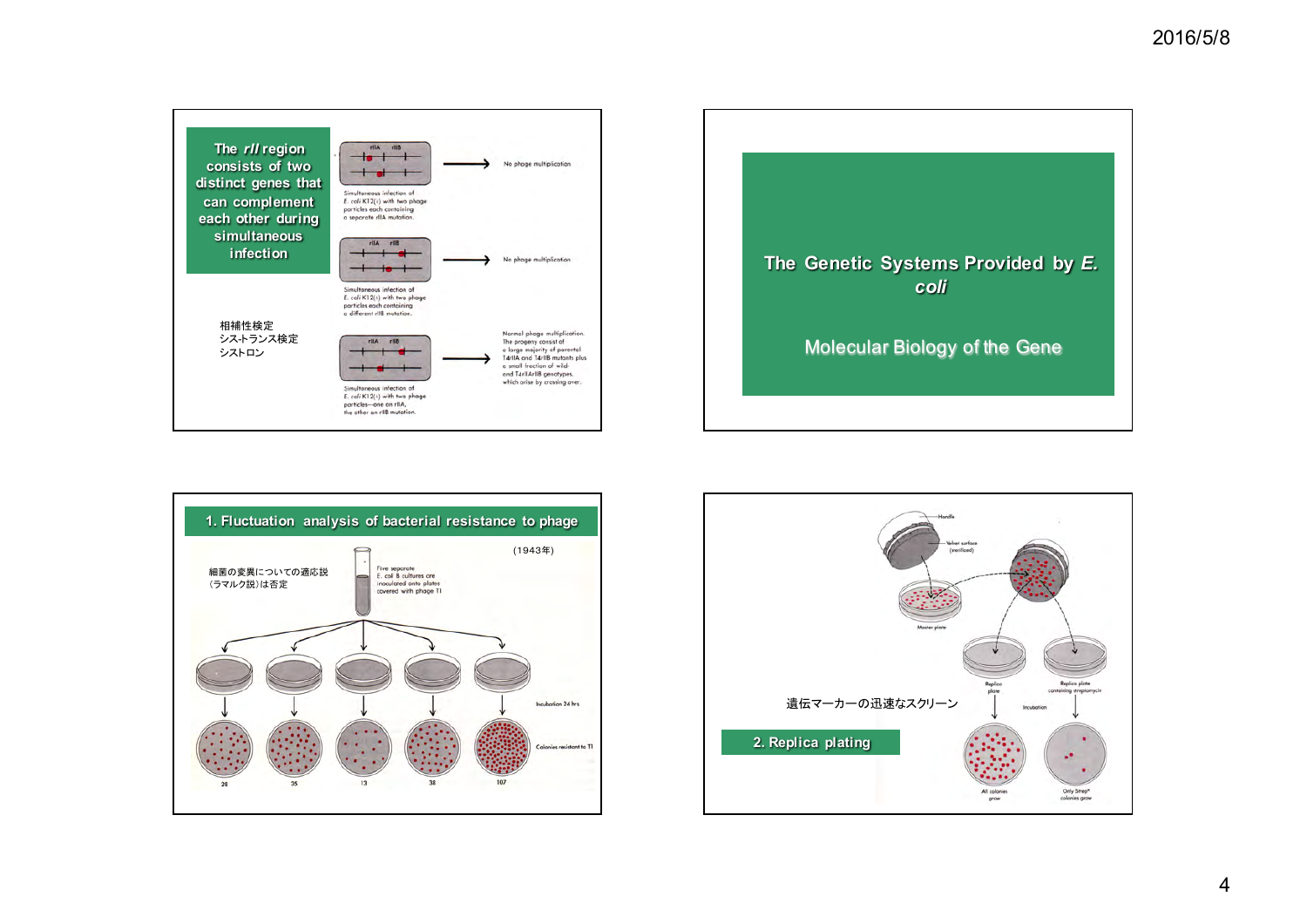The *rII* region consists of two distinct genes that can complement each other during simultaneous infection

rIIA rIIB

No phage multiplication

Simultaneous infection of E. coli K12(λ) with two phage particles each containing a separate rIIA mutation.

rIIA rIIB

No phage multiplication

Simultaneous infection of E. coli K12(λ) with two phage particles each containing a different rIIB mutation.

相補性検定
シス-トランス検定
シストロン

rIIA rIIB

Normal phage multiplication. The progeny consist of a large majority of parental T4rIIA and T4rIIB mutants plus a small fraction of wild and T4rIIArIIB genotypes, which arise by crossing-over.

Simultaneous infection of E. coli K12(λ) with two phage particles—one an rIIA, the other an rIIB mutation.

## The Genetic Systems Provided by *E. coli*

Molecular Biology of the Gene

## 1. Fluctuation analysis of bacterial resistance to phage

(1943年)

細菌の変異についての適応説
(ラマルク説)は否定

Five separate E. coli B cultures are inoculated onto plates covered with phage T1

Incubation 24 hrs

Colonies resistant to T1

28 35 13 38 107

## 2. Replica plating

遺伝マーカーの迅速なスクリーン

Handle

Velvet surface (sterilized)

Master plate

Replica plate

Replica plate containing streptomycin

Incubation

All colonies grow

Only Strep[r] colonies grow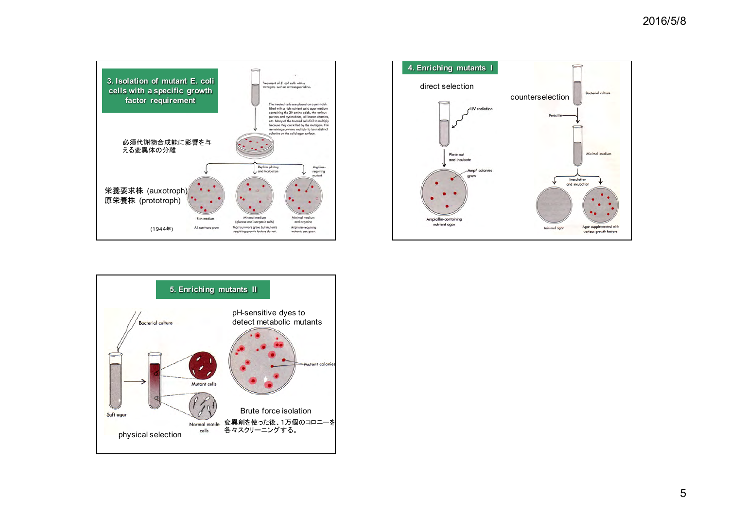## 3. Isolation of mutant E. coli cells with a specific growth factor requirement

必須代謝物合成能に影響を与える変異体の分離

Treatment of E. coli cells with a mutagen, such as nitrosoguanidine.

The treated cells are placed on a petri dish filled with a rich nutrient solid agar medium containing the 20 amino acids, the various purines and pyrimidines, all known vitamins, etc. Many of the treated cells fail to multiply because they are killed by the mutagen. The remaining survivors multiply to form distinct colonies on the solid agar surface.

Replica plating and incubation

Arginine-requiring mutant

栄養要求株 (auxotroph)
原栄養株 (prototroph)

Rich medium
All survivors grow.

Minimal medium (glucose and inorganic salts)
Most survivors grow, but mutants requiring growth factors do not.

Minimal medium and arginine
Arginine-requiring mutants can grow.

(1944年)

## 4. Enriching mutants I

direct selection

UV radiation

Plate out and incubate

Amp[r] colonies grow

Ampicillin-containing nutrient agar

counterselection

Bacterial culture

Penicillin

Minimal medium

Inoculation and incubation

Minimal agar

Agar supplemented with various growth factors

## 5. Enriching mutants II

Bacterial culture

Soft agar

Mutant cells

Normal motile cells

physical selection

pH-sensitive dyes to detect metabolic mutants

Mutant colonies

Brute force isolation

変異剤を使った後、1万個のコロニーを各々スクリーニングする。